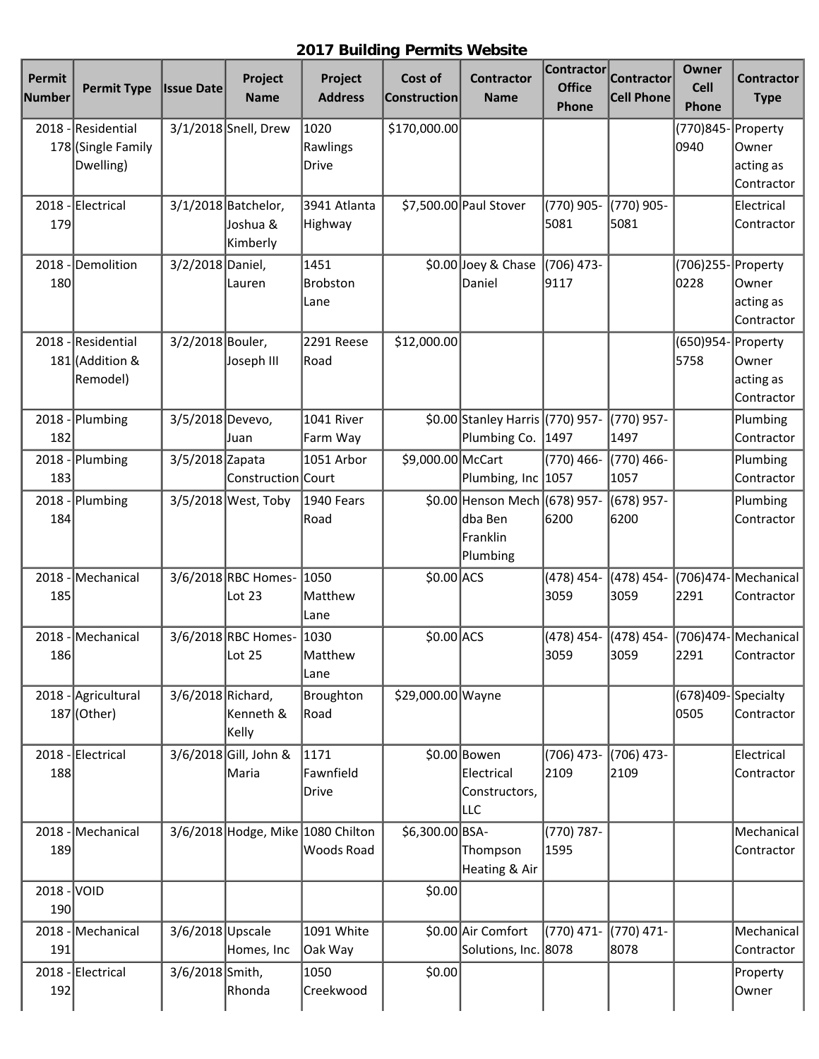## 2017 Building Permits Website

| Permit Number | Permit Type | Issue Date | Project Name | Project Address | Cost of Construction | Contractor Name | Contractor Office Phone | Contractor Cell Phone | Owner Cell Phone | Contractor Type |
|---|---|---|---|---|---|---|---|---|---|---|
| 2018 - 178 | Residential (Single Family Dwelling) | 3/1/2018 | Snell, Drew | 1020 Rawlings Drive | $170,000.00 | | | | (770)845-0940 | Property Owner acting as Contractor |
| 2018 - 179 | Electrical | 3/1/2018 | Batchelor, Joshua & Kimberly | 3941 Atlanta Highway | $7,500.00 | Paul Stover | (770) 905-5081 | (770) 905-5081 | | Electrical Contractor |
| 2018 - 180 | Demolition | 3/2/2018 | Daniel, Lauren | 1451 Brobston Lane | $0.00 | Joey & Chase Daniel | (706) 473-9117 | | (706)255-0228 | Property Owner acting as Contractor |
| 2018 - 181 | Residential (Addition & Remodel) | 3/2/2018 | Bouler, Joseph III | 2291 Reese Road | $12,000.00 | | | | (650)954-5758 | Property Owner acting as Contractor |
| 2018 - 182 | Plumbing | 3/5/2018 | Devevo, Juan | 1041 River Farm Way | $0.00 | Stanley Harris Plumbing Co. | (770) 957-1497 | (770) 957-1497 | | Plumbing Contractor |
| 2018 - 183 | Plumbing | 3/5/2018 | Zapata Construction | 1051 Arbor Court | $9,000.00 | McCart Plumbing, Inc | (770) 466-1057 | (770) 466-1057 | | Plumbing Contractor |
| 2018 - 184 | Plumbing | 3/5/2018 | West, Toby | 1940 Fears Road | $0.00 | Henson Mech dba Ben Franklin Plumbing | (678) 957-6200 | (678) 957-6200 | | Plumbing Contractor |
| 2018 - 185 | Mechanical | 3/6/2018 | RBC Homes-Lot 23 | 1050 Matthew Lane | $0.00 | ACS | (478) 454-3059 | (478) 454-3059 | (706)474-2291 | Mechanical Contractor |
| 2018 - 186 | Mechanical | 3/6/2018 | RBC Homes-Lot 25 | 1030 Matthew Lane | $0.00 | ACS | (478) 454-3059 | (478) 454-3059 | (706)474-2291 | Mechanical Contractor |
| 2018 - 187 | Agricultural (Other) | 3/6/2018 | Richard, Kenneth & Kelly | Broughton Road | $29,000.00 | Wayne | | | (678)409-0505 | Specialty Contractor |
| 2018 - 188 | Electrical | 3/6/2018 | Gill, John & Maria | 1171 Fawnfield Drive | $0.00 | Bowen Electrical Constructors, LLC | (706) 473-2109 | (706) 473-2109 | | Electrical Contractor |
| 2018 - 189 | Mechanical | 3/6/2018 | Hodge, Mike | 1080 Chilton Woods Road | $6,300.00 | BSA-Thompson Heating & Air | (770) 787-1595 | | | Mechanical Contractor |
| 2018 - 190 | VOID | | | | $0.00 | | | | | |
| 2018 - 191 | Mechanical | 3/6/2018 | Upscale Homes, Inc | 1091 White Oak Way | $0.00 | Air Comfort Solutions, Inc. | (770) 471-8078 | (770) 471-8078 | | Mechanical Contractor |
| 2018 - 192 | Electrical | 3/6/2018 | Smith, Rhonda | 1050 Creekwood | $0.00 | | | | | Property Owner |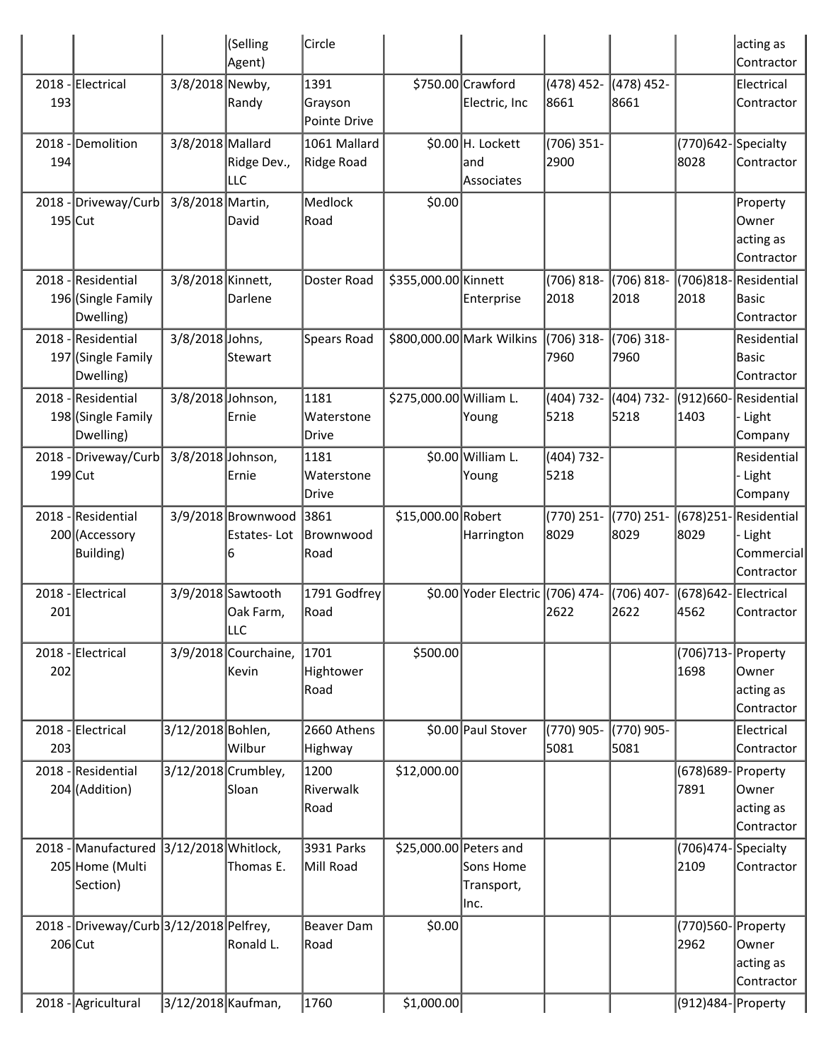| | | | (Selling Agent) | Circle | | | | | | acting as Contractor |
|---|---|---|---|---|---|---|---|---|---|---|
| 2018 - 193 | Electrical | 3/8/2018 | Newby, Randy | 1391 Grayson Pointe Drive | $750.00 | Crawford Electric, Inc | (478) 452-8661 | (478) 452-8661 | | Electrical Contractor |
| 2018 - 194 | Demolition | 3/8/2018 | Mallard Ridge Dev., LLC | 1061 Mallard Ridge Road | $0.00 | H. Lockett and Associates | (706) 351-2900 | | (770)642-8028 | Specialty Contractor |
| 2018 - 195 | Driveway/Curb Cut | 3/8/2018 | Martin, David | Medlock Road | $0.00 | | | | | Property Owner acting as Contractor |
| 2018 - 196 | Residential (Single Family Dwelling) | 3/8/2018 | Kinnett, Darlene | Doster Road | $355,000.00 | Kinnett Enterprise | (706) 818-2018 | (706) 818-2018 | (706)818-2018 | Residential Basic Contractor |
| 2018 - 197 | Residential (Single Family Dwelling) | 3/8/2018 | Johns, Stewart | Spears Road | $800,000.00 | Mark Wilkins | (706) 318-7960 | (706) 318-7960 | | Residential Basic Contractor |
| 2018 - 198 | Residential (Single Family Dwelling) | 3/8/2018 | Johnson, Ernie | 1181 Waterstone Drive | $275,000.00 | William L. Young | (404) 732-5218 | (404) 732-5218 | (912)660-1403 | Residential - Light Company |
| 2018 - 199 | Driveway/Curb Cut | 3/8/2018 | Johnson, Ernie | 1181 Waterstone Drive | $0.00 | William L. Young | (404) 732-5218 | | | Residential - Light Company |
| 2018 - 200 | Residential (Accessory Building) | 3/9/2018 | Brownwood Estates- Lot 6 | 3861 Brownwood Road | $15,000.00 | Robert Harrington | (770) 251-8029 | (770) 251-8029 | (678)251-8029 | Residential - Light Commercial Contractor |
| 2018 - 201 | Electrical | 3/9/2018 | Sawtooth Oak Farm, LLC | 1791 Godfrey Road | $0.00 | Yoder Electric | (706) 474-2622 | (706) 407-2622 | (678)642-4562 | Electrical Contractor |
| 2018 - 202 | Electrical | 3/9/2018 | Courchaine, Kevin | 1701 Hightower Road | $500.00 | | | | (706)713-1698 | Property Owner acting as Contractor |
| 2018 - 203 | Electrical | 3/12/2018 | Bohlen, Wilbur | 2660 Athens Highway | $0.00 | Paul Stover | (770) 905-5081 | (770) 905-5081 | | Electrical Contractor |
| 2018 - 204 | Residential (Addition) | 3/12/2018 | Crumbley, Sloan | 1200 Riverwalk Road | $12,000.00 | | | | (678)689-7891 | Property Owner acting as Contractor |
| 2018 - 205 | Manufactured Home (Multi Section) | 3/12/2018 | Whitlock, Thomas E. | 3931 Parks Mill Road | $25,000.00 | Peters and Sons Home Transport, Inc. | | | (706)474-2109 | Specialty Contractor |
| 2018 - 206 | Driveway/Curb Cut | 3/12/2018 | Pelfrey, Ronald L. | Beaver Dam Road | $0.00 | | | | (770)560-2962 | Property Owner acting as Contractor |
| 2018 - | Agricultural | 3/12/2018 | Kaufman, | 1760 | $1,000.00 | | | | (912)484- | Property |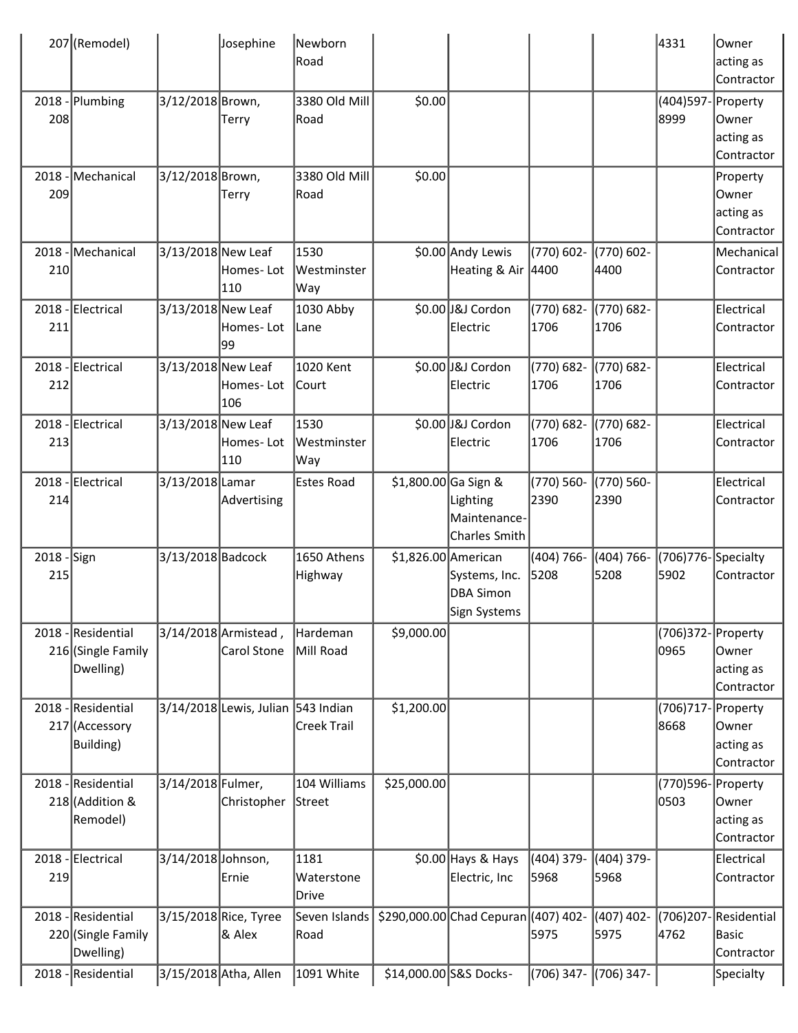| | | | | | | | | | | |
|---|---|---|---|---|---|---|---|---|---|---|
| 207 | (Remodel) | | Josephine | Newborn Road | | | | | 4331 | Owner acting as Contractor |
| 2018 - 208 | Plumbing | 3/12/2018 | Brown, Terry | 3380 Old Mill Road | $0.00 | | | | (404)597-8999 | Property Owner acting as Contractor |
| 2018 - 209 | Mechanical | 3/12/2018 | Brown, Terry | 3380 Old Mill Road | $0.00 | | | | | Property Owner acting as Contractor |
| 2018 - 210 | Mechanical | 3/13/2018 | New Leaf Homes- Lot 110 | 1530 Westminster Way | $0.00 | Andy Lewis Heating & Air | (770) 602-4400 | (770) 602-4400 | | Mechanical Contractor |
| 2018 - 211 | Electrical | 3/13/2018 | New Leaf Homes- Lot 99 | 1030 Abby Lane | $0.00 | J&J Cordon Electric | (770) 682-1706 | (770) 682-1706 | | Electrical Contractor |
| 2018 - 212 | Electrical | 3/13/2018 | New Leaf Homes- Lot 106 | 1020 Kent Court | $0.00 | J&J Cordon Electric | (770) 682-1706 | (770) 682-1706 | | Electrical Contractor |
| 2018 - 213 | Electrical | 3/13/2018 | New Leaf Homes- Lot 110 | 1530 Westminster Way | $0.00 | J&J Cordon Electric | (770) 682-1706 | (770) 682-1706 | | Electrical Contractor |
| 2018 - 214 | Electrical | 3/13/2018 | Lamar Advertising | Estes Road | $1,800.00 | Ga Sign & Lighting Maintenance-Charles Smith | (770) 560-2390 | (770) 560-2390 | | Electrical Contractor |
| 2018 - 215 | Sign | 3/13/2018 | Badcock | 1650 Athens Highway | $1,826.00 | American Systems, Inc. DBA Simon Sign Systems | (404) 766-5208 | (404) 766-5208 | (706)776-5902 | Specialty Contractor |
| 2018 - 216 | Residential (Single Family Dwelling) | 3/14/2018 | Armistead , Carol Stone | Hardeman Mill Road | $9,000.00 | | | | (706)372-0965 | Property Owner acting as Contractor |
| 2018 - 217 | Residential (Accessory Building) | 3/14/2018 | Lewis, Julian | 543 Indian Creek Trail | $1,200.00 | | | | (706)717-8668 | Property Owner acting as Contractor |
| 2018 - 218 | Residential (Addition & Remodel) | 3/14/2018 | Fulmer, Christopher | 104 Williams Street | $25,000.00 | | | | (770)596-0503 | Property Owner acting as Contractor |
| 2018 - 219 | Electrical | 3/14/2018 | Johnson, Ernie | 1181 Waterstone Drive | $0.00 | Hays & Hays Electric, Inc | (404) 379-5968 | (404) 379-5968 | | Electrical Contractor |
| 2018 - 220 | Residential (Single Family Dwelling) | 3/15/2018 | Rice, Tyree & Alex | Seven Islands Road | $290,000.00 | Chad Cepuran | (407) 402-5975 | (407) 402-5975 | (706)207-4762 | Residential Basic Contractor |
| 2018 - | Residential | 3/15/2018 | Atha, Allen | 1091 White | $14,000.00 | S&S Docks- | (706) 347- | (706) 347- | | Specialty |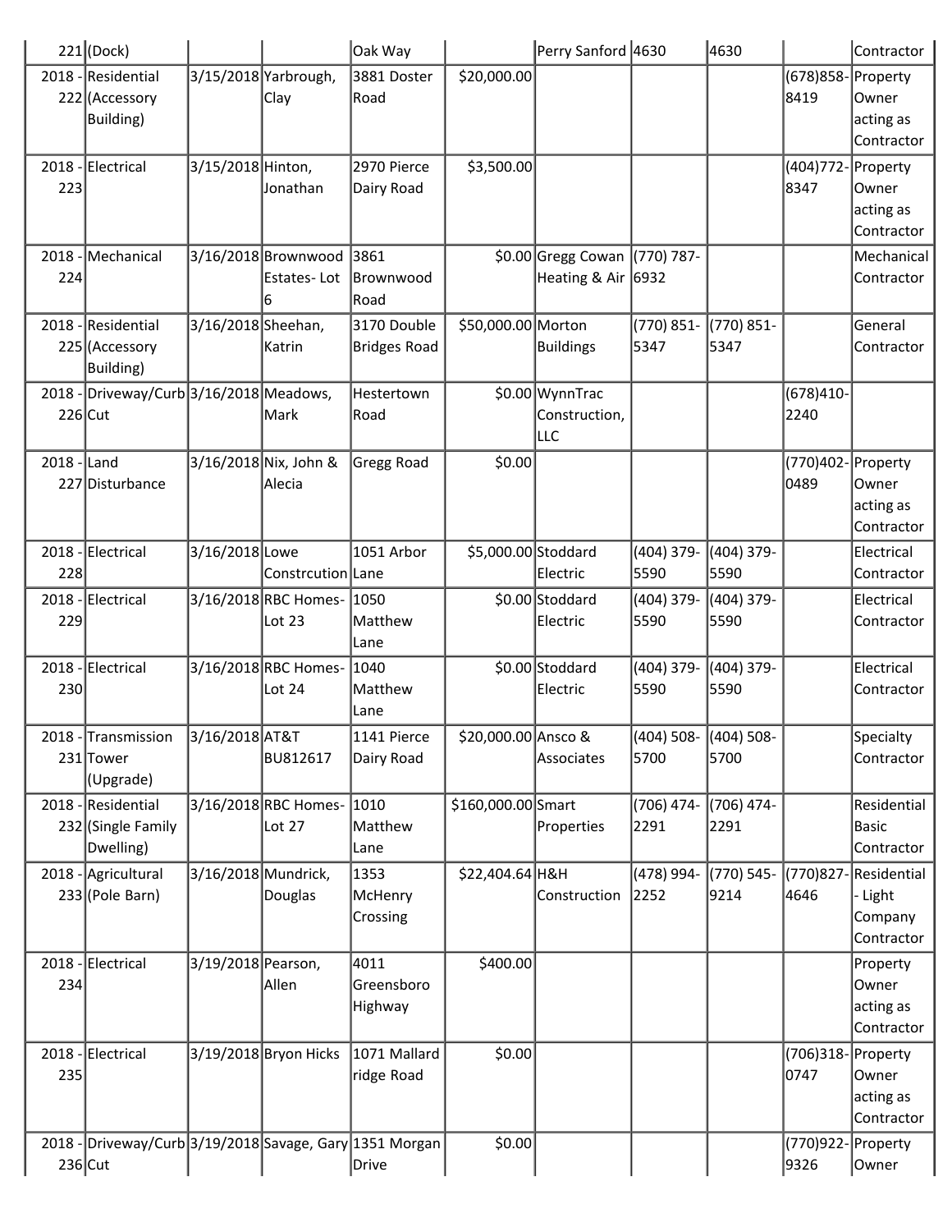| 2018 - 221 | (Dock) | | | Oak Way | | Perry Sanford | 4630 | 4630 | | Contractor |
|---|---|---|---|---|---|---|---|---|---|---|
| 2018 - 222 | Residential (Accessory Building) | 3/15/2018 | Yarbrough, Clay | 3881 Doster Road | $20,000.00 | | | | (678)858-8419 | Property Owner acting as Contractor |
| 2018 - 223 | Electrical | 3/15/2018 | Hinton, Jonathan | 2970 Pierce Dairy Road | $3,500.00 | | | | (404)772-8347 | Property Owner acting as Contractor |
| 2018 - 224 | Mechanical | 3/16/2018 | Brownwood Estates- Lot 6 | 3861 Brownwood Road | $0.00 | Gregg Cowan Heating & Air | (770) 787-6932 | | | Mechanical Contractor |
| 2018 - 225 | Residential (Accessory Building) | 3/16/2018 | Sheehan, Katrin | 3170 Double Bridges Road | $50,000.00 | Morton Buildings | (770) 851-5347 | (770) 851-5347 | | General Contractor |
| 2018 - 226 | Driveway/Curb Cut | 3/16/2018 | Meadows, Mark | Hestertown Road | $0.00 | WynnTrac Construction, LLC | | | (678)410-2240 | |
| 2018 - 227 | Land Disturbance | 3/16/2018 | Nix, John & Alecia | Gregg Road | $0.00 | | | | (770)402-0489 | Property Owner acting as Contractor |
| 2018 - 228 | Electrical | 3/16/2018 | Lowe Constrcution | 1051 Arbor Lane | $5,000.00 | Stoddard Electric | (404) 379-5590 | (404) 379-5590 | | Electrical Contractor |
| 2018 - 229 | Electrical | 3/16/2018 | RBC Homes- Lot 23 | 1050 Matthew Lane | $0.00 | Stoddard Electric | (404) 379-5590 | (404) 379-5590 | | Electrical Contractor |
| 2018 - 230 | Electrical | 3/16/2018 | RBC Homes- Lot 24 | 1040 Matthew Lane | $0.00 | Stoddard Electric | (404) 379-5590 | (404) 379-5590 | | Electrical Contractor |
| 2018 - 231 | Transmission Tower (Upgrade) | 3/16/2018 | AT&T BU812617 | 1141 Pierce Dairy Road | $20,000.00 | Ansco & Associates | (404) 508-5700 | (404) 508-5700 | | Specialty Contractor |
| 2018 - 232 | Residential (Single Family Dwelling) | 3/16/2018 | RBC Homes- Lot 27 | 1010 Matthew Lane | $160,000.00 | Smart Properties | (706) 474-2291 | (706) 474-2291 | | Residential Basic Contractor |
| 2018 - 233 | Agricultural (Pole Barn) | 3/16/2018 | Mundrick, Douglas | 1353 McHenry Crossing | $22,404.64 | H&H Construction | (478) 994-2252 | (770) 545-9214 | (770)827-4646 | Residential - Light Company Contractor |
| 2018 - 234 | Electrical | 3/19/2018 | Pearson, Allen | 4011 Greensboro Highway | $400.00 | | | | | Property Owner acting as Contractor |
| 2018 - 235 | Electrical | 3/19/2018 | Bryon Hicks | 1071 Mallard ridge Road | $0.00 | | | | (706)318-0747 | Property Owner acting as Contractor |
| 2018 - 236 | Driveway/Curb Cut | 3/19/2018 | Savage, Gary | 1351 Morgan Drive | $0.00 | | | | (770)922-9326 | Property Owner |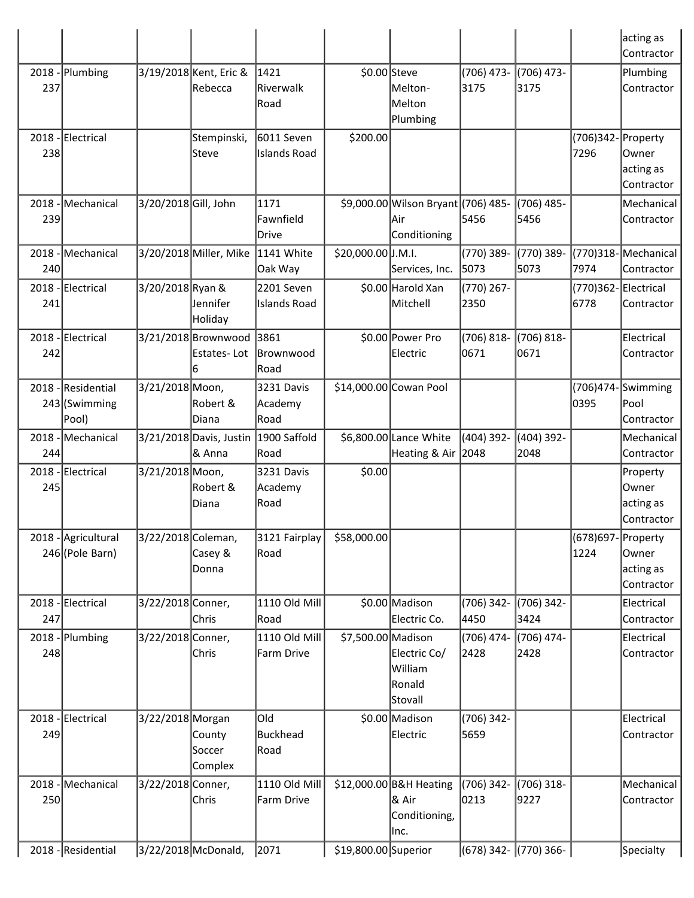| | | | | | | | | | | acting as Contractor |
|---|---|---|---|---|---|---|---|---|---|---|
| 2018 - 237 | Plumbing | 3/19/2018 | Kent, Eric & Rebecca | 1421 Riverwalk Road | $0.00 | Steve Melton-Melton Plumbing | (706) 473-3175 | (706) 473-3175 | | Plumbing Contractor |
| 2018 - 238 | Electrical | | Stempinski, Steve | 6011 Seven Islands Road | $200.00 | | | | (706)342-7296 | Property Owner acting as Contractor |
| 2018 - 239 | Mechanical | 3/20/2018 | Gill, John | 1171 Fawnfield Drive | $9,000.00 | Wilson Bryant Air Conditioning | (706) 485-5456 | (706) 485-5456 | | Mechanical Contractor |
| 2018 - 240 | Mechanical | 3/20/2018 | Miller, Mike | 1141 White Oak Way | $20,000.00 | J.M.I. Services, Inc. | (770) 389-5073 | (770) 389-5073 | (770)318-7974 | Mechanical Contractor |
| 2018 - 241 | Electrical | 3/20/2018 | Ryan & Jennifer Holiday | 2201 Seven Islands Road | $0.00 | Harold Xan Mitchell | (770) 267-2350 | | (770)362-6778 | Electrical Contractor |
| 2018 - 242 | Electrical | 3/21/2018 | Brownwood Estates- Lot 6 | 3861 Brownwood Road | $0.00 | Power Pro Electric | (706) 818-0671 | (706) 818-0671 | | Electrical Contractor |
| 2018 - 243 | Residential (Swimming Pool) | 3/21/2018 | Moon, Robert & Diana | 3231 Davis Academy Road | $14,000.00 | Cowan Pool | | | (706)474-0395 | Swimming Pool Contractor |
| 2018 - 244 | Mechanical | 3/21/2018 | Davis, Justin & Anna | 1900 Saffold Road | $6,800.00 | Lance White Heating & Air | (404) 392-2048 | (404) 392-2048 | | Mechanical Contractor |
| 2018 - 245 | Electrical | 3/21/2018 | Moon, Robert & Diana | 3231 Davis Academy Road | $0.00 | | | | | Property Owner acting as Contractor |
| 2018 - 246 | Agricultural (Pole Barn) | 3/22/2018 | Coleman, Casey & Donna | 3121 Fairplay Road | $58,000.00 | | | | (678)697-1224 | Property Owner acting as Contractor |
| 2018 - 247 | Electrical | 3/22/2018 | Conner, Chris | 1110 Old Mill Road | $0.00 | Madison Electric Co. | (706) 342-4450 | (706) 342-3424 | | Electrical Contractor |
| 2018 - 248 | Plumbing | 3/22/2018 | Conner, Chris | 1110 Old Mill Farm Drive | $7,500.00 | Madison Electric Co/ William Ronald Stovall | (706) 474-2428 | (706) 474-2428 | | Electrical Contractor |
| 2018 - 249 | Electrical | 3/22/2018 | Morgan County Soccer Complex | Old Buckhead Road | $0.00 | Madison Electric | (706) 342-5659 | | | Electrical Contractor |
| 2018 - 250 | Mechanical | 3/22/2018 | Conner, Chris | 1110 Old Mill Farm Drive | $12,000.00 | B&H Heating & Air Conditioning, Inc. | (706) 342-0213 | (706) 318-9227 | | Mechanical Contractor |
| 2018 - | Residential | 3/22/2018 | McDonald, | 2071 | $19,800.00 | Superior | (678) 342- | (770) 366- | | Specialty |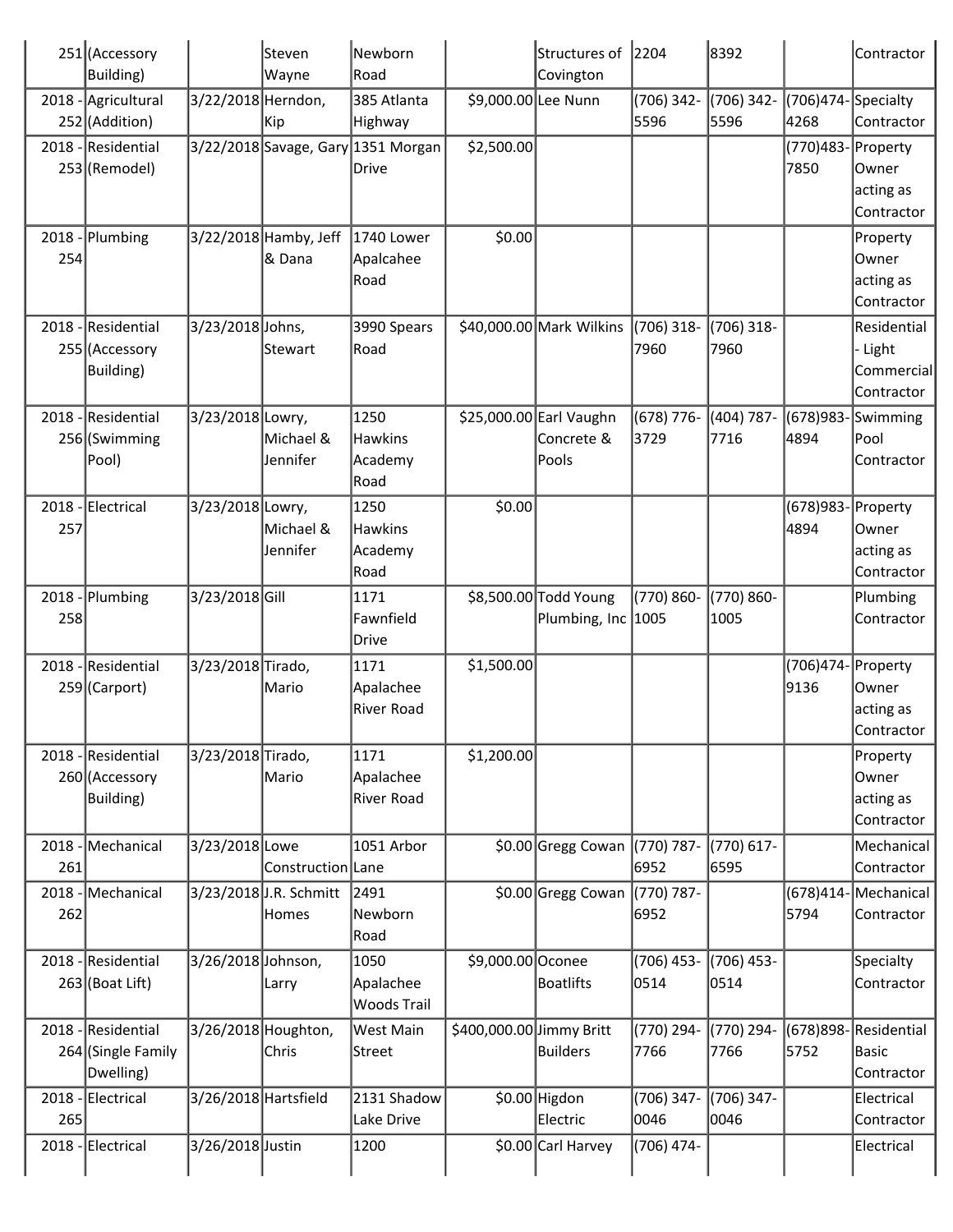| 251 | (Accessory Building) | | Steven Wayne | Newborn Road | | Structures of Covington | 2204 | 8392 | | Contractor |
|---|---|---|---|---|---|---|---|---|---|---|
| 2018 - 252 | Agricultural (Addition) | 3/22/2018 | Herndon, Kip | 385 Atlanta Highway | $9,000.00 | Lee Nunn | (706) 342-5596 | (706) 342-5596 | (706)474-4268 | Specialty Contractor |
| 2018 - 253 | Residential (Remodel) | 3/22/2018 | Savage, Gary | 1351 Morgan Drive | $2,500.00 | | | | (770)483-7850 | Property Owner acting as Contractor |
| 2018 - 254 | Plumbing | 3/22/2018 | Hamby, Jeff & Dana | 1740 Lower Apalcahee Road | $0.00 | | | | | Property Owner acting as Contractor |
| 2018 - 255 | Residential (Accessory Building) | 3/23/2018 | Johns, Stewart | 3990 Spears Road | $40,000.00 | Mark Wilkins | (706) 318-7960 | (706) 318-7960 | | Residential - Light Commercial Contractor |
| 2018 - 256 | Residential (Swimming Pool) | 3/23/2018 | Lowry, Michael & Jennifer | 1250 Hawkins Academy Road | $25,000.00 | Earl Vaughn Concrete & Pools | (678) 776-3729 | (404) 787-7716 | (678)983-4894 | Swimming Pool Contractor |
| 2018 - 257 | Electrical | 3/23/2018 | Lowry, Michael & Jennifer | 1250 Hawkins Academy Road | $0.00 | | | | (678)983-4894 | Property Owner acting as Contractor |
| 2018 - 258 | Plumbing | 3/23/2018 | Gill | 1171 Fawnfield Drive | $8,500.00 | Todd Young Plumbing, Inc | (770) 860-1005 | (770) 860-1005 | | Plumbing Contractor |
| 2018 - 259 | Residential (Carport) | 3/23/2018 | Tirado, Mario | 1171 Apalachee River Road | $1,500.00 | | | | (706)474-9136 | Property Owner acting as Contractor |
| 2018 - 260 | Residential (Accessory Building) | 3/23/2018 | Tirado, Mario | 1171 Apalachee River Road | $1,200.00 | | | | | Property Owner acting as Contractor |
| 2018 - 261 | Mechanical | 3/23/2018 | Lowe Construction | 1051 Arbor Lane | $0.00 | Gregg Cowan | (770) 787-6952 | (770) 617-6595 | | Mechanical Contractor |
| 2018 - 262 | Mechanical | 3/23/2018 | J.R. Schmitt Homes | 2491 Newborn Road | $0.00 | Gregg Cowan | (770) 787-6952 | | (678)414-5794 | Mechanical Contractor |
| 2018 - 263 | Residential (Boat Lift) | 3/26/2018 | Johnson, Larry | 1050 Apalachee Woods Trail | $9,000.00 | Oconee Boatlifts | (706) 453-0514 | (706) 453-0514 | | Specialty Contractor |
| 2018 - 264 | Residential (Single Family Dwelling) | 3/26/2018 | Houghton, Chris | West Main Street | $400,000.00 | Jimmy Britt Builders | (770) 294-7766 | (770) 294-7766 | (678)898-5752 | Residential Basic Contractor |
| 2018 - 265 | Electrical | 3/26/2018 | Hartsfield | 2131 Shadow Lake Drive | $0.00 | Higdon Electric | (706) 347-0046 | (706) 347-0046 | | Electrical Contractor |
| 2018 - | Electrical | 3/26/2018 | Justin | 1200 | $0.00 | Carl Harvey | (706) 474- | | | Electrical |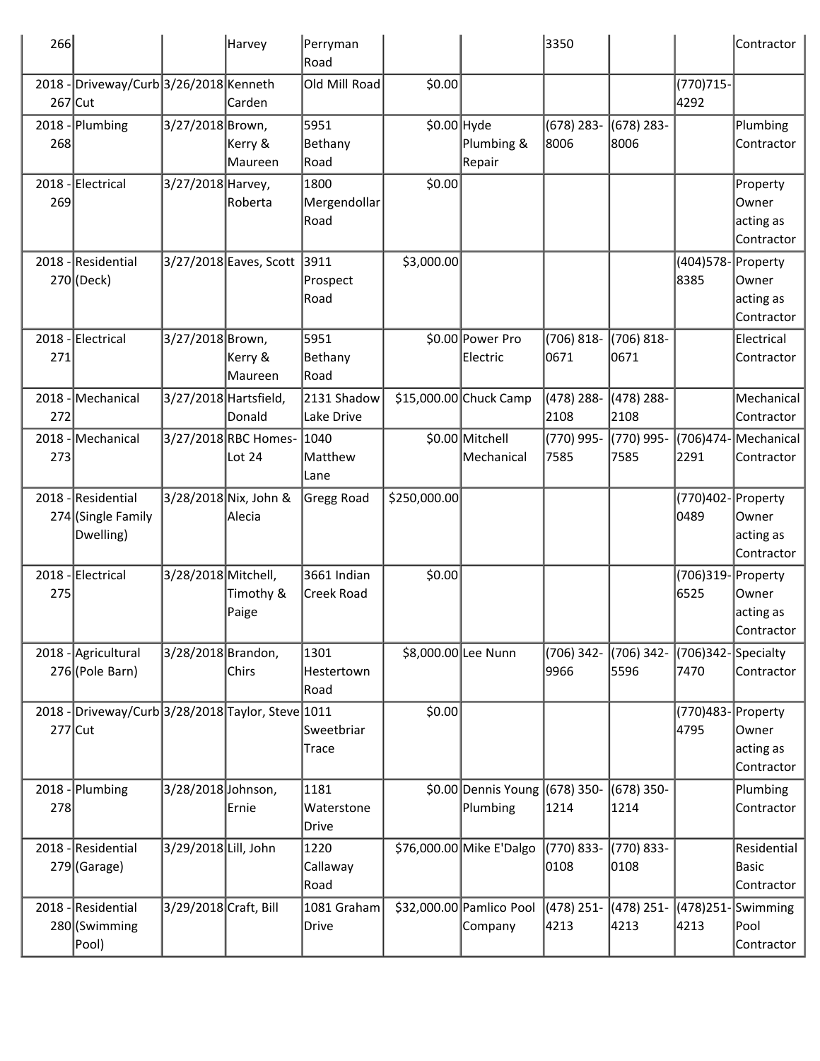| | | | | | | | | | | |
|---|---|---|---|---|---|---|---|---|---|---|
| 266 | | | Harvey | Perryman Road | | | 3350 | | | Contractor |
| 2018 - 267 | Driveway/Curb Cut | 3/26/2018 | Kenneth Carden | Old Mill Road | $0.00 | | | | (770)715-4292 | |
| 2018 - 268 | Plumbing | 3/27/2018 | Brown, Kerry & Maureen | 5951 Bethany Road | $0.00 | Hyde Plumbing & Repair | (678) 283-8006 | (678) 283-8006 | | Plumbing Contractor |
| 2018 - 269 | Electrical | 3/27/2018 | Harvey, Roberta | 1800 Mergendollar Road | $0.00 | | | | | Property Owner acting as Contractor |
| 2018 - 270 | Residential (Deck) | 3/27/2018 | Eaves, Scott | 3911 Prospect Road | $3,000.00 | | | | (404)578-8385 | Property Owner acting as Contractor |
| 2018 - 271 | Electrical | 3/27/2018 | Brown, Kerry & Maureen | 5951 Bethany Road | $0.00 | Power Pro Electric | (706) 818-0671 | (706) 818-0671 | | Electrical Contractor |
| 2018 - 272 | Mechanical | 3/27/2018 | Hartsfield, Donald | 2131 Shadow Lake Drive | $15,000.00 | Chuck Camp | (478) 288-2108 | (478) 288-2108 | | Mechanical Contractor |
| 2018 - 273 | Mechanical | 3/27/2018 | RBC Homes-Lot 24 | 1040 Matthew Lane | $0.00 | Mitchell Mechanical | (770) 995-7585 | (770) 995-7585 | (706)474-2291 | Mechanical Contractor |
| 2018 - 274 | Residential (Single Family Dwelling) | 3/28/2018 | Nix, John & Alecia | Gregg Road | $250,000.00 | | | | (770)402-0489 | Property Owner acting as Contractor |
| 2018 - 275 | Electrical | 3/28/2018 | Mitchell, Timothy & Paige | 3661 Indian Creek Road | $0.00 | | | | (706)319-6525 | Property Owner acting as Contractor |
| 2018 - 276 | Agricultural (Pole Barn) | 3/28/2018 | Brandon, Chirs | 1301 Hestertown Road | $8,000.00 | Lee Nunn | (706) 342-9966 | (706) 342-5596 | (706)342-7470 | Specialty Contractor |
| 2018 - 277 | Driveway/Curb Cut | 3/28/2018 | Taylor, Steve | 1011 Sweetbriar Trace | $0.00 | | | | (770)483-4795 | Property Owner acting as Contractor |
| 2018 - 278 | Plumbing | 3/28/2018 | Johnson, Ernie | 1181 Waterstone Drive | $0.00 | Dennis Young Plumbing | (678) 350-1214 | (678) 350-1214 | | Plumbing Contractor |
| 2018 - 279 | Residential (Garage) | 3/29/2018 | Lill, John | 1220 Callaway Road | $76,000.00 | Mike E'Dalgo | (770) 833-0108 | (770) 833-0108 | | Residential Basic Contractor |
| 2018 - 280 | Residential (Swimming Pool) | 3/29/2018 | Craft, Bill | 1081 Graham Drive | $32,000.00 | Pamlico Pool Company | (478) 251-4213 | (478) 251-4213 | (478)251-4213 | Swimming Pool Contractor |